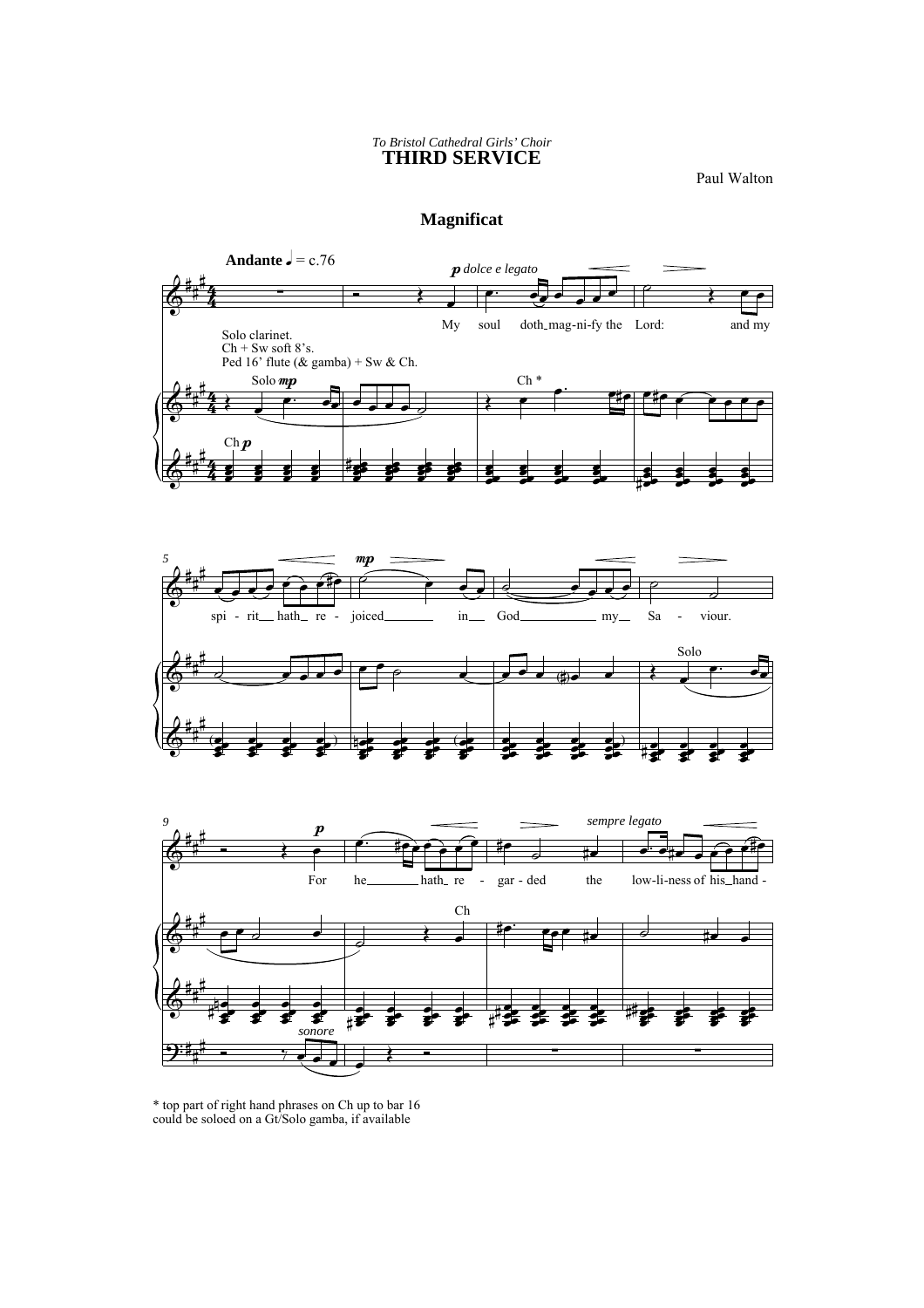*To Bristol Cathedral Girls' Choir*

# THIRD SERVICE

Paul Walton

## Magnificat

**Andante** ♩ = c.76

*p dolce e legato*

My soul doth magnify the Lord: and my spirit hath rejoiced in God my Saviour.

Solo clarinet.
Ch + Sw soft 8's.
Ped 16' flute (& gamba) + Sw & Ch.

Solo *mp*

Ch *

Ch *p*

*mp*

Solo

*p*

For he hath regarded the lowliness of his hand-

*sempre legato*

Ch

*sonore*

\* top part of right hand phrases on Ch up to bar 16 could be soloed on a Gt/Solo gamba, if available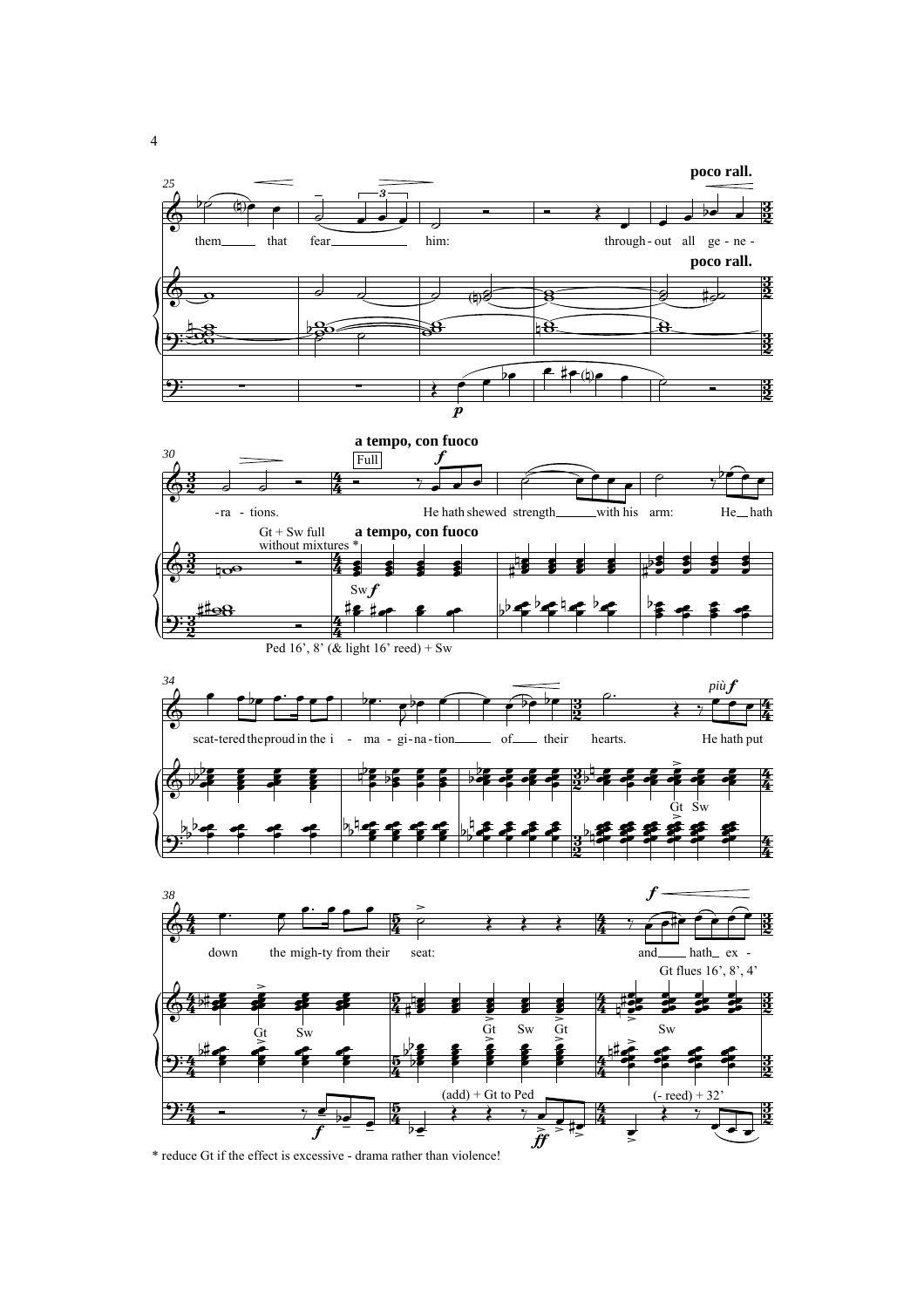* reduce Gt if the effect is excessive - drama rather than violence!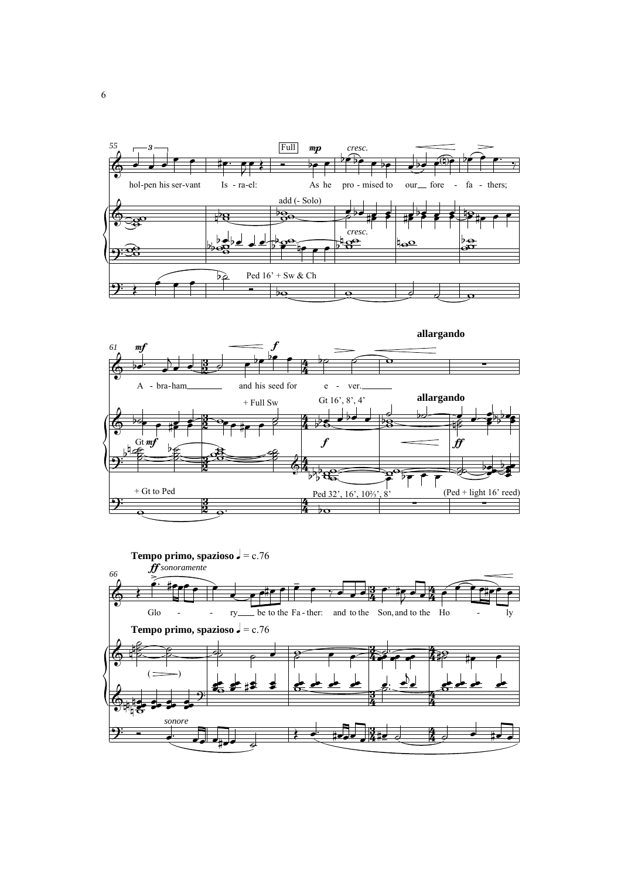hol-pen his ser-vant Is - ra-el: As he pro - mised to our fore - fa - thers;

Full *mp* *cresc.*

add (- Solo)

*cresc.*

Ped 16' + Sw & Ch

**allargando**

*mf* *f*

A - bra-ham and his seed for e - ver.

+ Full Sw

Gt 16', 8', 4'

**allargando**

Gt *mf*

*f* *ff*

+ Gt to Ped

Ped 32', 16', 10⅔', 8'

(Ped + light 16' reed)

**Tempo primo, spazioso** ♩ = c.76

*ff sonoramente*

Glo - - ry be to the Fa - ther: and to the Son, and to the Ho - ly

**Tempo primo, spazioso** ♩ = c.76

*sonore*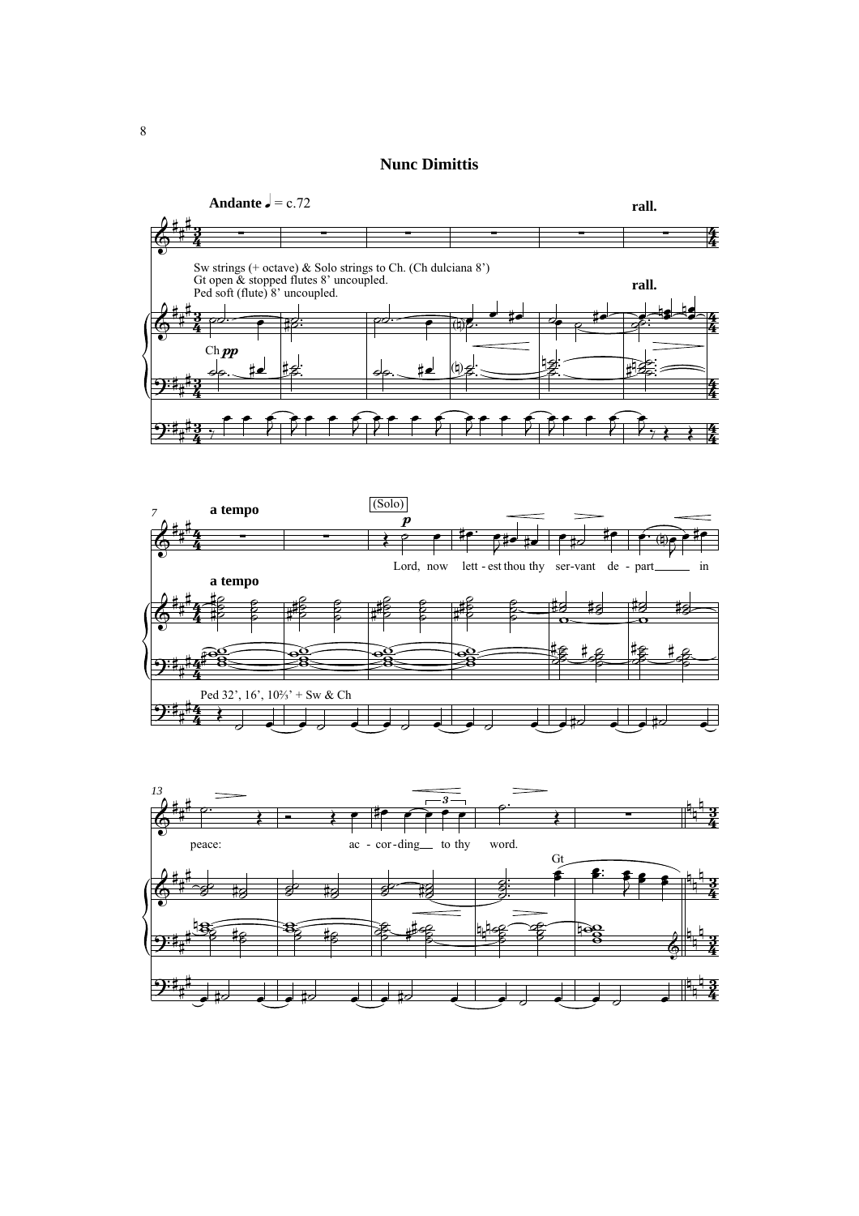# Nunc Dimittis

**Andante** ♩ = c.72 **rall.**

Sw strings (+ octave) & Solo strings to Ch. (Ch dulciana 8')
Gt open & stopped flutes 8' uncoupled.
Ped soft (flute) 8' uncoupled.

Ch *pp*

**a tempo**

(Solo) *p*

Lord, now lett - est thou thy ser-vant de - part in

Ped 32', 16', 10⅔' + Sw & Ch

peace: ac - cor - ding to thy word.

Gt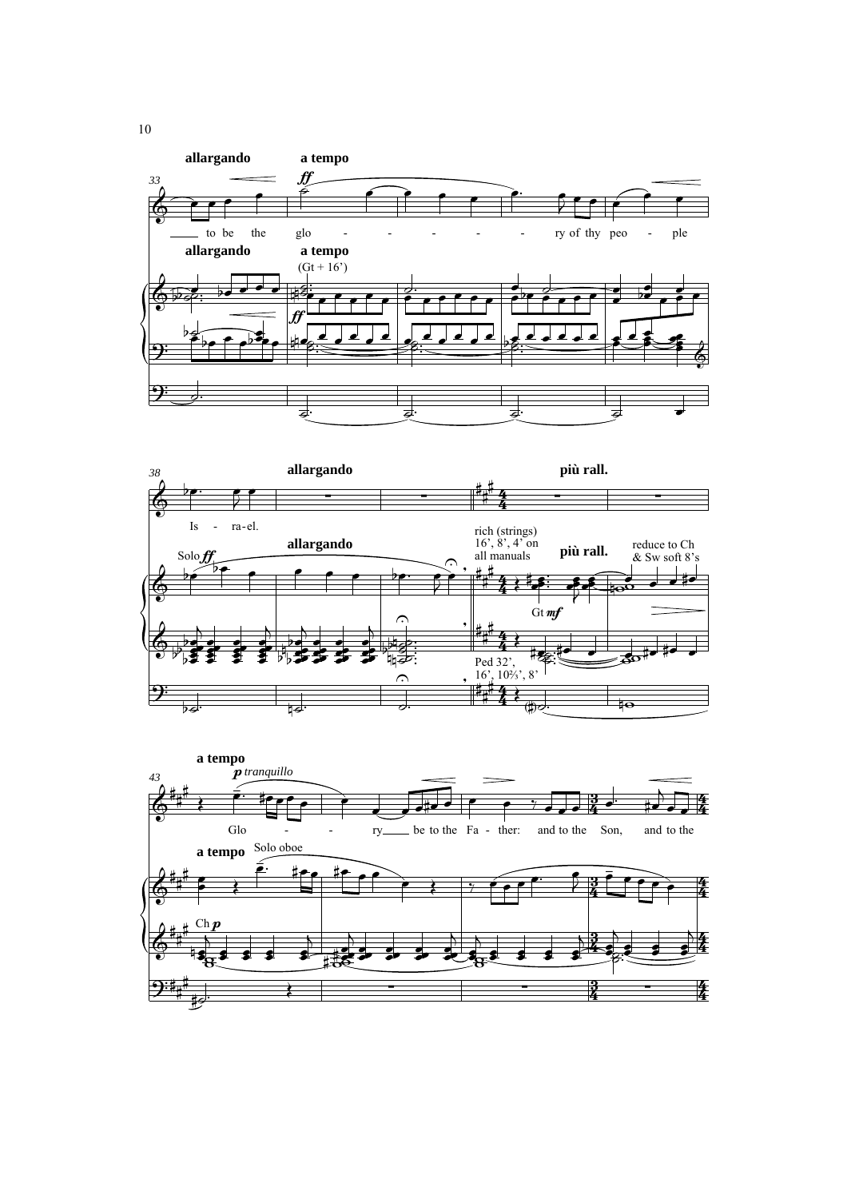**allargando** **a tempo**

*ff*

to be the glo - - - - - - ry of thy peo - ple

**allargando** **a tempo**

(Gt + 16')

*ff*

**allargando** **più rall.**

Is - ra-el.

Solo *ff*

**allargando**

rich (strings) 16', 8', 4' on all manuals

**più rall.**

reduce to Ch & Sw soft 8's

Gt *mf*

Ped 32', 16', 10⅔', 8'

**a tempo**

*p tranquillo*

Glo - - ry be to the Fa - ther: and to the Son, and to the

**a tempo** Solo oboe

Ch *p*